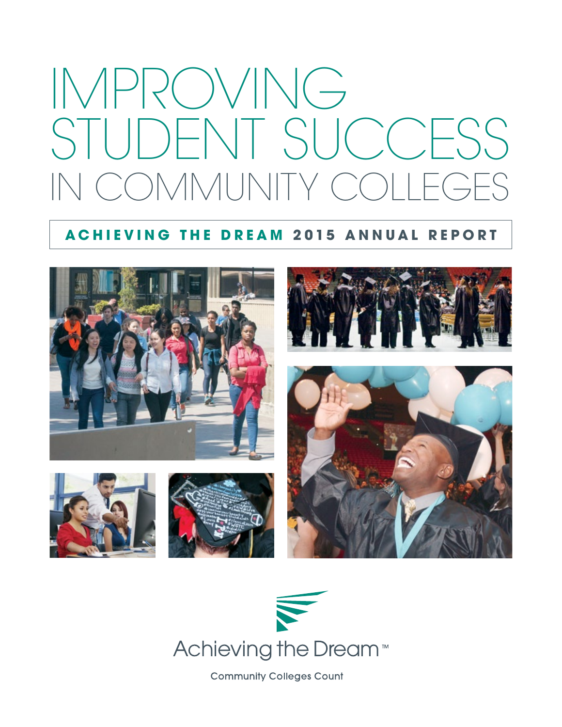# IMPROVING STUDENT SUCCESS IN COMMUNITY COLLEGES

## ACHIEVING THE DREAM 2015 ANNUAL REPORT

Achieving the Dream™

Community Colleges Count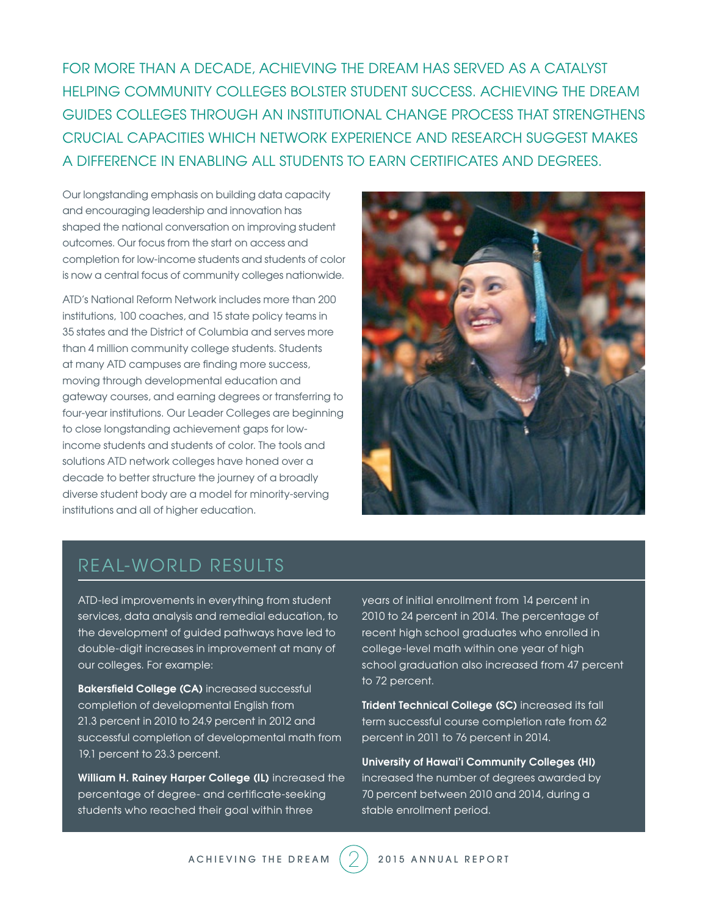FOR MORE THAN A DECADE, ACHIEVING THE DREAM HAS SERVED AS A CATALYST HELPING COMMUNITY COLLEGES BOLSTER STUDENT SUCCESS. ACHIEVING THE DREAM GUIDES COLLEGES THROUGH AN INSTITUTIONAL CHANGE PROCESS THAT STRENGTHENS CRUCIAL CAPACITIES WHICH NETWORK EXPERIENCE AND RESEARCH SUGGEST MAKES A DIFFERENCE IN ENABLING ALL STUDENTS TO EARN CERTIFICATES AND DEGREES.

Our longstanding emphasis on building data capacity and encouraging leadership and innovation has shaped the national conversation on improving student outcomes. Our focus from the start on access and completion for low-income students and students of color is now a central focus of community colleges nationwide.

ATD's National Reform Network includes more than 200 institutions, 100 coaches, and 15 state policy teams in 35 states and the District of Columbia and serves more than 4 million community college students. Students at many ATD campuses are finding more success, moving through developmental education and gateway courses, and earning degrees or transferring to four-year institutions. Our Leader Colleges are beginning to close longstanding achievement gaps for low-income students and students of color. The tools and solutions ATD network colleges have honed over a decade to better structure the journey of a broadly diverse student body are a model for minority-serving institutions and all of higher education.

## REAL-WORLD RESULTS

ATD-led improvements in everything from student services, data analysis and remedial education, to the development of guided pathways have led to double-digit increases in improvement at many of our colleges. For example:

**Bakersfield College (CA)** increased successful completion of developmental English from 21.3 percent in 2010 to 24.9 percent in 2012 and successful completion of developmental math from 19.1 percent to 23.3 percent.

**William H. Rainey Harper College (IL)** increased the percentage of degree- and certificate-seeking students who reached their goal within three years of initial enrollment from 14 percent in 2010 to 24 percent in 2014. The percentage of recent high school graduates who enrolled in college-level math within one year of high school graduation also increased from 47 percent to 72 percent.

**Trident Technical College (SC)** increased its fall term successful course completion rate from 62 percent in 2011 to 76 percent in 2014.

**University of Hawai'i Community Colleges (HI)** increased the number of degrees awarded by 70 percent between 2010 and 2014, during a stable enrollment period.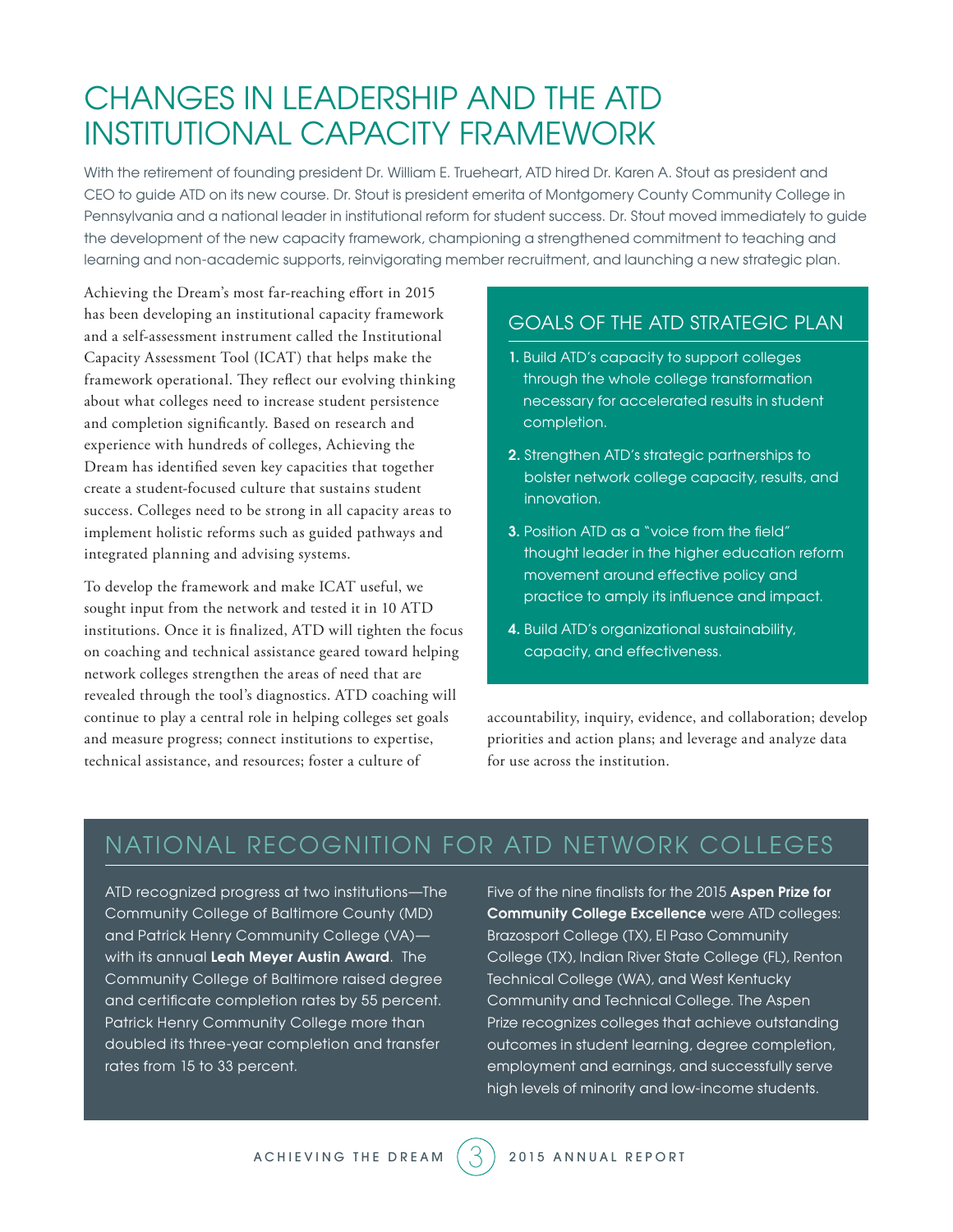# CHANGES IN LEADERSHIP AND THE ATD INSTITUTIONAL CAPACITY FRAMEWORK

With the retirement of founding president Dr. William E. Trueheart, ATD hired Dr. Karen A. Stout as president and CEO to guide ATD on its new course. Dr. Stout is president emerita of Montgomery County Community College in Pennsylvania and a national leader in institutional reform for student success. Dr. Stout moved immediately to guide the development of the new capacity framework, championing a strengthened commitment to teaching and learning and non-academic supports, reinvigorating member recruitment, and launching a new strategic plan.

Achieving the Dream's most far-reaching effort in 2015 has been developing an institutional capacity framework and a self-assessment instrument called the Institutional Capacity Assessment Tool (ICAT) that helps make the framework operational. They reflect our evolving thinking about what colleges need to increase student persistence and completion significantly. Based on research and experience with hundreds of colleges, Achieving the Dream has identified seven key capacities that together create a student-focused culture that sustains student success. Colleges need to be strong in all capacity areas to implement holistic reforms such as guided pathways and integrated planning and advising systems.

To develop the framework and make ICAT useful, we sought input from the network and tested it in 10 ATD institutions. Once it is finalized, ATD will tighten the focus on coaching and technical assistance geared toward helping network colleges strengthen the areas of need that are revealed through the tool's diagnostics. ATD coaching will continue to play a central role in helping colleges set goals and measure progress; connect institutions to expertise, technical assistance, and resources; foster a culture of accountability, inquiry, evidence, and collaboration; develop priorities and action plans; and leverage and analyze data for use across the institution.

## GOALS OF THE ATD STRATEGIC PLAN

1. Build ATD's capacity to support colleges through the whole college transformation necessary for accelerated results in student completion.
2. Strengthen ATD's strategic partnerships to bolster network college capacity, results, and innovation.
3. Position ATD as a "voice from the field" thought leader in the higher education reform movement around effective policy and practice to amply its influence and impact.
4. Build ATD's organizational sustainability, capacity, and effectiveness.

## NATIONAL RECOGNITION FOR ATD NETWORK COLLEGES

ATD recognized progress at two institutions—The Community College of Baltimore County (MD) and Patrick Henry Community College (VA)—with its annual **Leah Meyer Austin Award**. The Community College of Baltimore raised degree and certificate completion rates by 55 percent. Patrick Henry Community College more than doubled its three-year completion and transfer rates from 15 to 33 percent.

Five of the nine finalists for the 2015 **Aspen Prize for Community College Excellence** were ATD colleges: Brazosport College (TX), El Paso Community College (TX), Indian River State College (FL), Renton Technical College (WA), and West Kentucky Community and Technical College. The Aspen Prize recognizes colleges that achieve outstanding outcomes in student learning, degree completion, employment and earnings, and successfully serve high levels of minority and low-income students.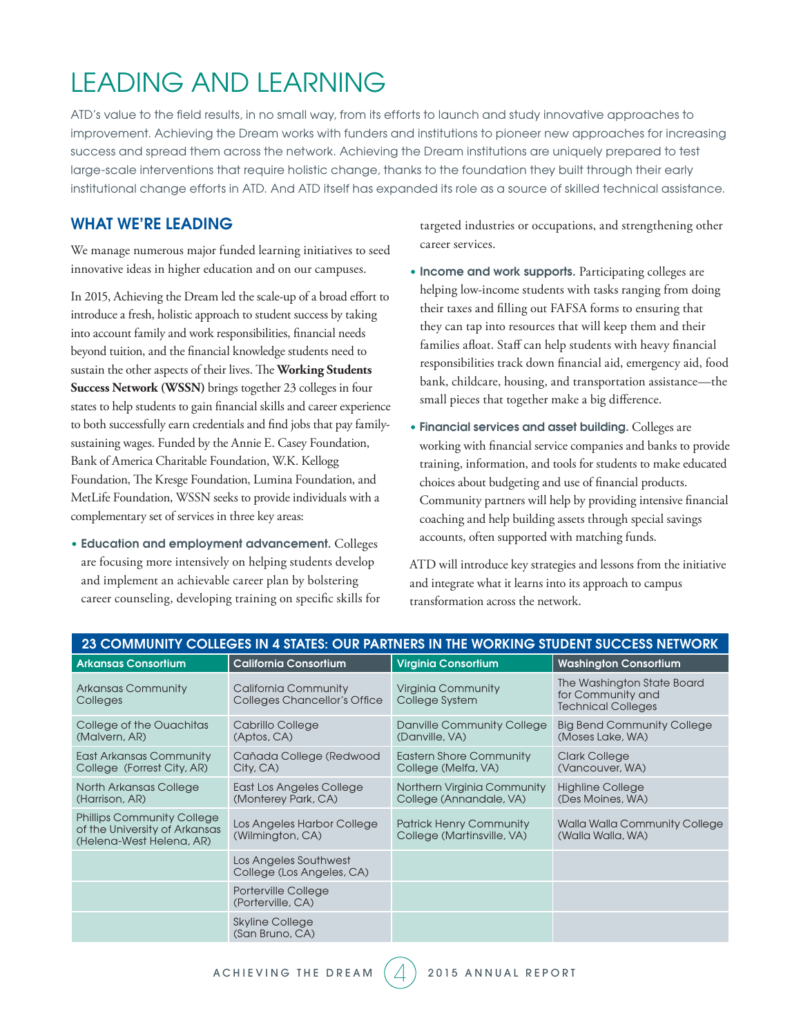# LEADING AND LEARNING

ATD's value to the field results, in no small way, from its efforts to launch and study innovative approaches to improvement. Achieving the Dream works with funders and institutions to pioneer new approaches for increasing success and spread them across the network. Achieving the Dream institutions are uniquely prepared to test large-scale interventions that require holistic change, thanks to the foundation they built through their early institutional change efforts in ATD. And ATD itself has expanded its role as a source of skilled technical assistance.

## WHAT WE'RE LEADING

We manage numerous major funded learning initiatives to seed innovative ideas in higher education and on our campuses.

In 2015, Achieving the Dream led the scale-up of a broad effort to introduce a fresh, holistic approach to student success by taking into account family and work responsibilities, financial needs beyond tuition, and the financial knowledge students need to sustain the other aspects of their lives. The **Working Students Success Network (WSSN)** brings together 23 colleges in four states to help students to gain financial skills and career experience to both successfully earn credentials and find jobs that pay family-sustaining wages. Funded by the Annie E. Casey Foundation, Bank of America Charitable Foundation, W.K. Kellogg Foundation, The Kresge Foundation, Lumina Foundation, and MetLife Foundation, WSSN seeks to provide individuals with a complementary set of services in three key areas:

- **Education and employment advancement.** Colleges are focusing more intensively on helping students develop and implement an achievable career plan by bolstering career counseling, developing training on specific skills for targeted industries or occupations, and strengthening other career services.
- **Income and work supports.** Participating colleges are helping low-income students with tasks ranging from doing their taxes and filling out FAFSA forms to ensuring that they can tap into resources that will keep them and their families afloat. Staff can help students with heavy financial responsibilities track down financial aid, emergency aid, food bank, childcare, housing, and transportation assistance—the small pieces that together make a big difference.
- **Financial services and asset building.** Colleges are working with financial service companies and banks to provide training, information, and tools for students to make educated choices about budgeting and use of financial products. Community partners will help by providing intensive financial coaching and help building assets through special savings accounts, often supported with matching funds.

ATD will introduce key strategies and lessons from the initiative and integrate what it learns into its approach to campus transformation across the network.

**23 COMMUNITY COLLEGES IN 4 STATES: OUR PARTNERS IN THE WORKING STUDENT SUCCESS NETWORK**

| Arkansas Consortium | California Consortium | Virginia Consortium | Washington Consortium |
|---|---|---|---|
| Arkansas Community Colleges | California Community Colleges Chancellor's Office | Virginia Community College System | The Washington State Board for Community and Technical Colleges |
| College of the Ouachitas (Malvern, AR) | Cabrillo College (Aptos, CA) | Danville Community College (Danville, VA) | Big Bend Community College (Moses Lake, WA) |
| East Arkansas Community College (Forrest City, AR) | Cañada College (Redwood City, CA) | Eastern Shore Community College (Melfa, VA) | Clark College (Vancouver, WA) |
| North Arkansas College (Harrison, AR) | East Los Angeles College (Monterey Park, CA) | Northern Virginia Community College (Annandale, VA) | Highline College (Des Moines, WA) |
| Phillips Community College of the University of Arkansas (Helena-West Helena, AR) | Los Angeles Harbor College (Wilmington, CA) | Patrick Henry Community College (Martinsville, VA) | Walla Walla Community College (Walla Walla, WA) |
| | Los Angeles Southwest College (Los Angeles, CA) | | |
| | Porterville College (Porterville, CA) | | |
| | Skyline College (San Bruno, CA) | | |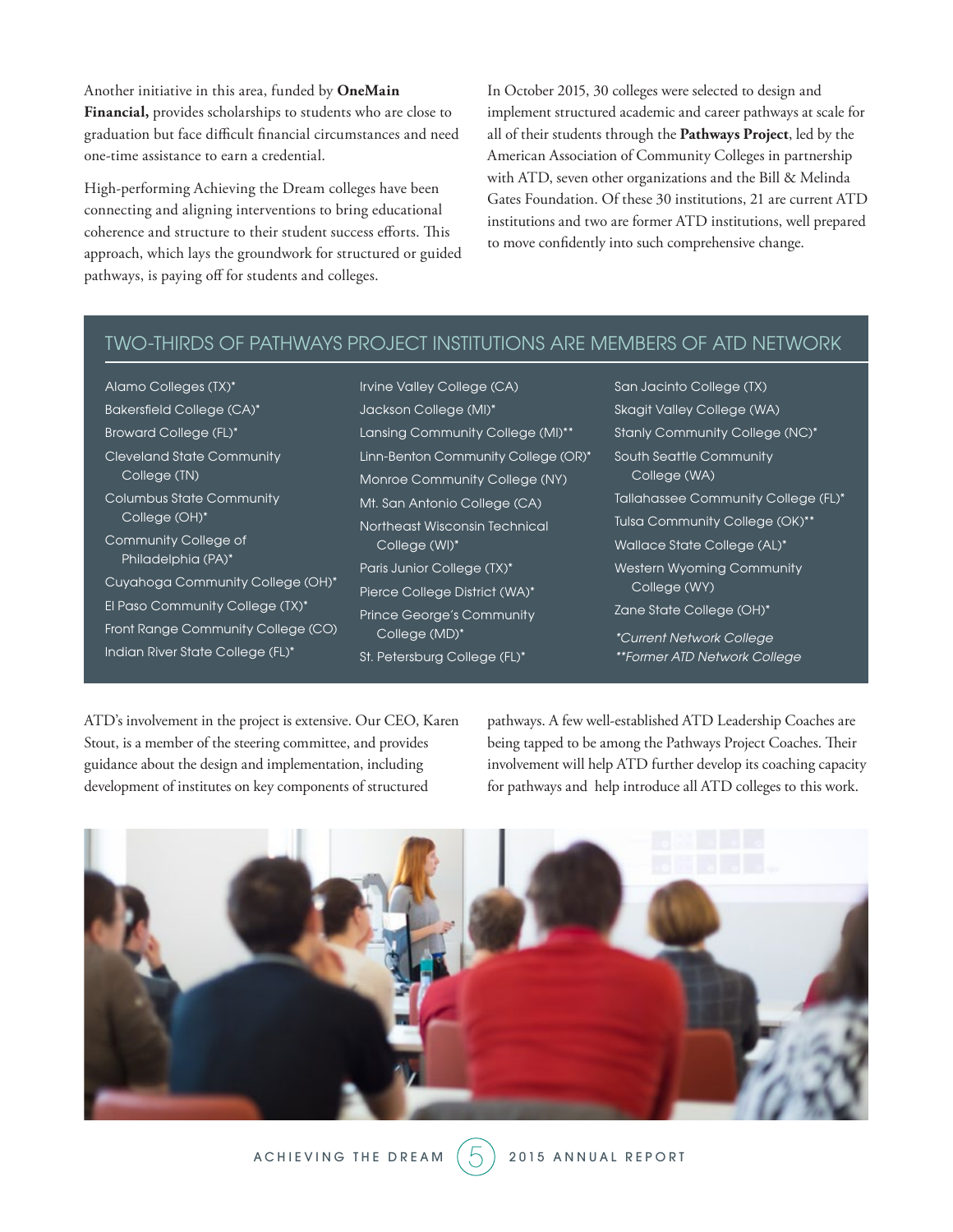Another initiative in this area, funded by **OneMain Financial,** provides scholarships to students who are close to graduation but face difficult financial circumstances and need one-time assistance to earn a credential.

High-performing Achieving the Dream colleges have been connecting and aligning interventions to bring educational coherence and structure to their student success efforts. This approach, which lays the groundwork for structured or guided pathways, is paying off for students and colleges.

In October 2015, 30 colleges were selected to design and implement structured academic and career pathways at scale for all of their students through the **Pathways Project**, led by the American Association of Community Colleges in partnership with ATD, seven other organizations and the Bill & Melinda Gates Foundation. Of these 30 institutions, 21 are current ATD institutions and two are former ATD institutions, well prepared to move confidently into such comprehensive change.

## TWO-THIRDS OF PATHWAYS PROJECT INSTITUTIONS ARE MEMBERS OF ATD NETWORK

- Alamo Colleges (TX)*
- Bakersfield College (CA)*
- Broward College (FL)*
- Cleveland State Community College (TN)
- Columbus State Community College (OH)*
- Community College of Philadelphia (PA)*
- Cuyahoga Community College (OH)*
- El Paso Community College (TX)*
- Front Range Community College (CO)
- Indian River State College (FL)*
- Irvine Valley College (CA)
- Jackson College (MI)*
- Lansing Community College (MI)**
- Linn-Benton Community College (OR)*
- Monroe Community College (NY)
- Mt. San Antonio College (CA)
- Northeast Wisconsin Technical College (WI)*
- Paris Junior College (TX)*
- Pierce College District (WA)*
- Prince George's Community College (MD)*
- St. Petersburg College (FL)*
- San Jacinto College (TX)
- Skagit Valley College (WA)
- Stanly Community College (NC)*
- South Seattle Community College (WA)
- Tallahassee Community College (FL)*
- Tulsa Community College (OK)**
- Wallace State College (AL)*
- Western Wyoming Community College (WY)
- Zane State College (OH)*

*\*Current Network College*
*\*\*Former ATD Network College*

ATD's involvement in the project is extensive. Our CEO, Karen Stout, is a member of the steering committee, and provides guidance about the design and implementation, including development of institutes on key components of structured pathways. A few well-established ATD Leadership Coaches are being tapped to be among the Pathways Project Coaches. Their involvement will help ATD further develop its coaching capacity for pathways and help introduce all ATD colleges to this work.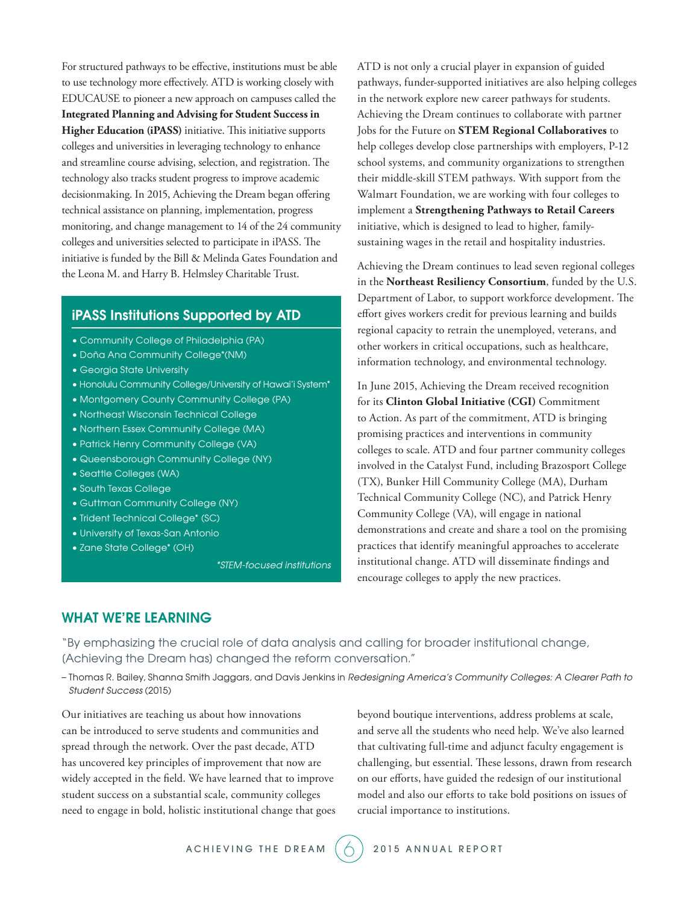For structured pathways to be effective, institutions must be able to use technology more effectively. ATD is working closely with EDUCAUSE to pioneer a new approach on campuses called the **Integrated Planning and Advising for Student Success in Higher Education (iPASS)** initiative. This initiative supports colleges and universities in leveraging technology to enhance and streamline course advising, selection, and registration. The technology also tracks student progress to improve academic decisionmaking. In 2015, Achieving the Dream began offering technical assistance on planning, implementation, progress monitoring, and change management to 14 of the 24 community colleges and universities selected to participate in iPASS. The initiative is funded by the Bill & Melinda Gates Foundation and the Leona M. and Harry B. Helmsley Charitable Trust.

### iPASS Institutions Supported by ATD

- Community College of Philadelphia (PA)
- Doña Ana Community College*(NM)
- Georgia State University
- Honolulu Community College/University of Hawai'i System*
- Montgomery County Community College (PA)
- Northeast Wisconsin Technical College
- Northern Essex Community College (MA)
- Patrick Henry Community College (VA)
- Queensborough Community College (NY)
- Seattle Colleges (WA)
- South Texas College
- Guttman Community College (NY)
- Trident Technical College* (SC)
- University of Texas-San Antonio
- Zane State College* (OH)

*\*STEM-focused institutions*

ATD is not only a crucial player in expansion of guided pathways, funder-supported initiatives are also helping colleges in the network explore new career pathways for students. Achieving the Dream continues to collaborate with partner Jobs for the Future on **STEM Regional Collaboratives** to help colleges develop close partnerships with employers, P-12 school systems, and community organizations to strengthen their middle-skill STEM pathways. With support from the Walmart Foundation, we are working with four colleges to implement a **Strengthening Pathways to Retail Careers** initiative, which is designed to lead to higher, family-sustaining wages in the retail and hospitality industries.

Achieving the Dream continues to lead seven regional colleges in the **Northeast Resiliency Consortium**, funded by the U.S. Department of Labor, to support workforce development. The effort gives workers credit for previous learning and builds regional capacity to retrain the unemployed, veterans, and other workers in critical occupations, such as healthcare, information technology, and environmental technology.

In June 2015, Achieving the Dream received recognition for its **Clinton Global Initiative (CGI)** Commitment to Action. As part of the commitment, ATD is bringing promising practices and interventions in community colleges to scale. ATD and four partner community colleges involved in the Catalyst Fund, including Brazosport College (TX), Bunker Hill Community College (MA), Durham Technical Community College (NC), and Patrick Henry Community College (VA), will engage in national demonstrations and create and share a tool on the promising practices that identify meaningful approaches to accelerate institutional change. ATD will disseminate findings and encourage colleges to apply the new practices.

## WHAT WE'RE LEARNING

"By emphasizing the crucial role of data analysis and calling for broader institutional change, (Achieving the Dream has) changed the reform conversation."

– Thomas R. Bailey, Shanna Smith Jaggars, and Davis Jenkins in *Redesigning America's Community Colleges: A Clearer Path to Student Success* (2015)

Our initiatives are teaching us about how innovations can be introduced to serve students and communities and spread through the network. Over the past decade, ATD has uncovered key principles of improvement that now are widely accepted in the field. We have learned that to improve student success on a substantial scale, community colleges need to engage in bold, holistic institutional change that goes beyond boutique interventions, address problems at scale, and serve all the students who need help. We've also learned that cultivating full-time and adjunct faculty engagement is challenging, but essential. These lessons, drawn from research on our efforts, have guided the redesign of our institutional model and also our efforts to take bold positions on issues of crucial importance to institutions.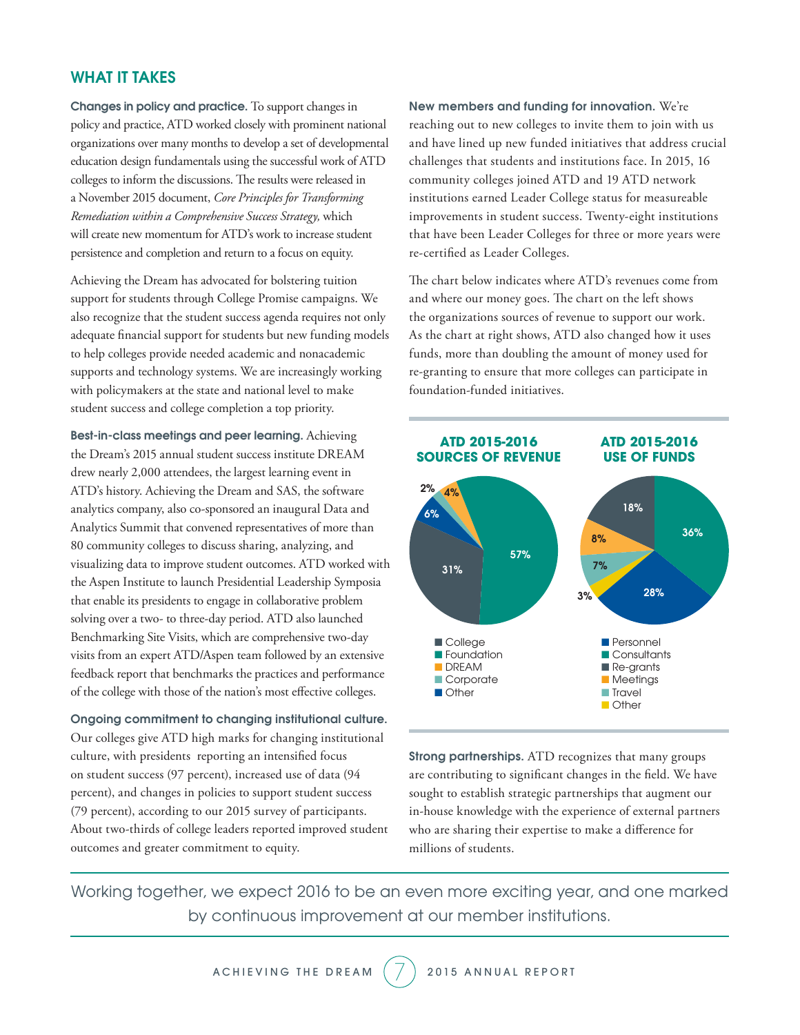## WHAT IT TAKES

**Changes in policy and practice.** To support changes in policy and practice, ATD worked closely with prominent national organizations over many months to develop a set of developmental education design fundamentals using the successful work of ATD colleges to inform the discussions. The results were released in a November 2015 document, *Core Principles for Transforming Remediation within a Comprehensive Success Strategy,* which will create new momentum for ATD's work to increase student persistence and completion and return to a focus on equity.

Achieving the Dream has advocated for bolstering tuition support for students through College Promise campaigns. We also recognize that the student success agenda requires not only adequate financial support for students but new funding models to help colleges provide needed academic and nonacademic supports and technology systems. We are increasingly working with policymakers at the state and national level to make student success and college completion a top priority.

**Best-in-class meetings and peer learning.** Achieving the Dream's 2015 annual student success institute DREAM drew nearly 2,000 attendees, the largest learning event in ATD's history. Achieving the Dream and SAS, the software analytics company, also co-sponsored an inaugural Data and Analytics Summit that convened representatives of more than 80 community colleges to discuss sharing, analyzing, and visualizing data to improve student outcomes. ATD worked with the Aspen Institute to launch Presidential Leadership Symposia that enable its presidents to engage in collaborative problem solving over a two- to three-day period. ATD also launched Benchmarking Site Visits, which are comprehensive two-day visits from an expert ATD/Aspen team followed by an extensive feedback report that benchmarks the practices and performance of the college with those of the nation's most effective colleges.

**Ongoing commitment to changing institutional culture.** Our colleges give ATD high marks for changing institutional culture, with presidents reporting an intensified focus on student success (97 percent), increased use of data (94 percent), and changes in policies to support student success (79 percent), according to our 2015 survey of participants. About two-thirds of college leaders reported improved student outcomes and greater commitment to equity.

**New members and funding for innovation.** We're reaching out to new colleges to invite them to join with us and have lined up new funded initiatives that address crucial challenges that students and institutions face. In 2015, 16 community colleges joined ATD and 19 ATD network institutions earned Leader College status for measureable improvements in student success. Twenty-eight institutions that have been Leader Colleges for three or more years were re-certified as Leader Colleges.

The chart below indicates where ATD's revenues come from and where our money goes. The chart on the left shows the organizations sources of revenue to support our work. As the chart at right shows, ATD also changed how it uses funds, more than doubling the amount of money used for re-granting to ensure that more colleges can participate in foundation-funded initiatives.

**ATD 2015-2016 SOURCES OF REVENUE**

| Source | Percent |
|---|---|
| College | 31% |
| Foundation | 57% |
| DREAM | 4% |
| Corporate | 2% |
| Other | 6% |

**ATD 2015-2016 USE OF FUNDS**

| Use | Percent |
|---|---|
| Personnel | 28% |
| Consultants | 36% |
| Re-grants | 18% |
| Meetings | 8% |
| Travel | 7% |
| Other | 3% |

**Strong partnerships.** ATD recognizes that many groups are contributing to significant changes in the field. We have sought to establish strategic partnerships that augment our in-house knowledge with the experience of external partners who are sharing their expertise to make a difference for millions of students.

Working together, we expect 2016 to be an even more exciting year, and one marked by continuous improvement at our member institutions.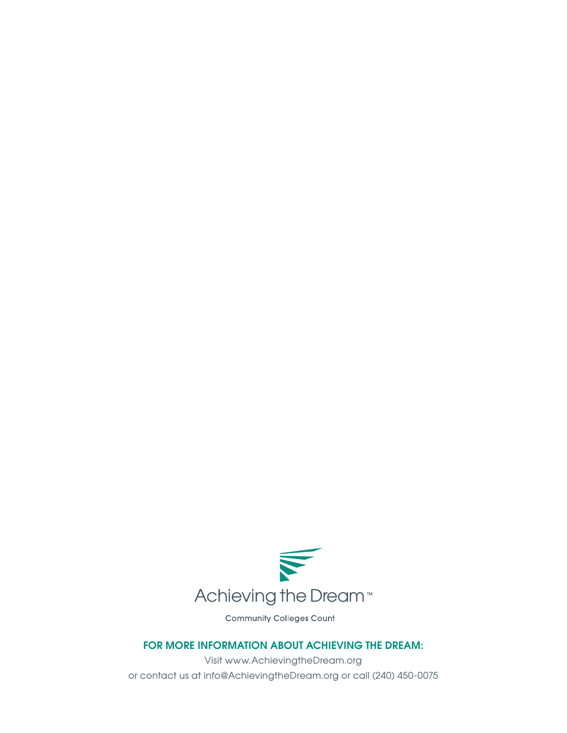Achieving the Dream™

Community Colleges Count

**FOR MORE INFORMATION ABOUT ACHIEVING THE DREAM:**

Visit www.AchievingtheDream.org

or contact us at info@AchievingtheDream.org or call (240) 450-0075